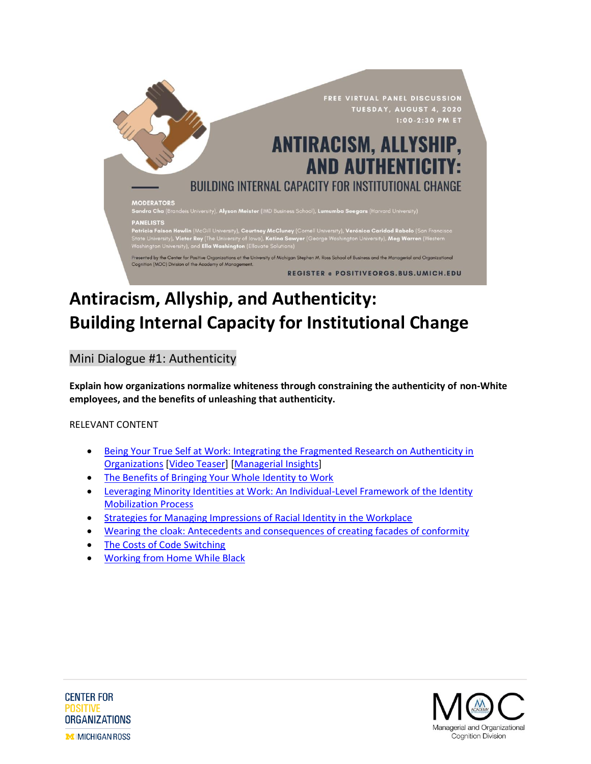FREE VIRTUAL PANEL DISCUSSION
TUESDAY, AUGUST 4, 2020
1:00-2:30 PM ET

ANTIRACISM, ALLYSHIP, AND AUTHENTICITY:
BUILDING INTERNAL CAPACITY FOR INSTITUTIONAL CHANGE

**MODERATORS**
**Sandra Cha** (Brandeis University), **Alyson Meister** (IMD Business School), **Lumumba Seegars** (Harvard University)

**PANELISTS**
**Patricia Faison Hewlin** (McGill University), **Courtney McCluney** (Cornell University), **Verónica Caridad Rabelo** (San Francisco State University), **Victor Ray** (The University of Iowa), **Katina Sawyer** (George Washington University), **Meg Warren** (Western Washington University), and **Ella Washington** (Ellavate Solutions)

Presented by the Center for Positive Organizations at the University of Michigan Stephen M. Ross School of Business and the Managerial and Organizational Cognition (MOC) Division of the Academy of Management.

REGISTER @ POSITIVEORGS.BUS.UMICH.EDU

# Antiracism, Allyship, and Authenticity: Building Internal Capacity for Institutional Change

## Mini Dialogue #1: Authenticity

**Explain how organizations normalize whiteness through constraining the authenticity of non-White employees, and the benefits of unleashing that authenticity.**

RELEVANT CONTENT

- Being Your True Self at Work: Integrating the Fragmented Research on Authenticity in Organizations [Video Teaser] [Managerial Insights]
- The Benefits of Bringing Your Whole Identity to Work
- Leveraging Minority Identities at Work: An Individual-Level Framework of the Identity Mobilization Process
- Strategies for Managing Impressions of Racial Identity in the Workplace
- Wearing the cloak: Antecedents and consequences of creating facades of conformity
- The Costs of Code Switching
- Working from Home While Black

CENTER FOR POSITIVE ORGANIZATIONS
MICHIGAN ROSS

MOC
Managerial and Organizational Cognition Division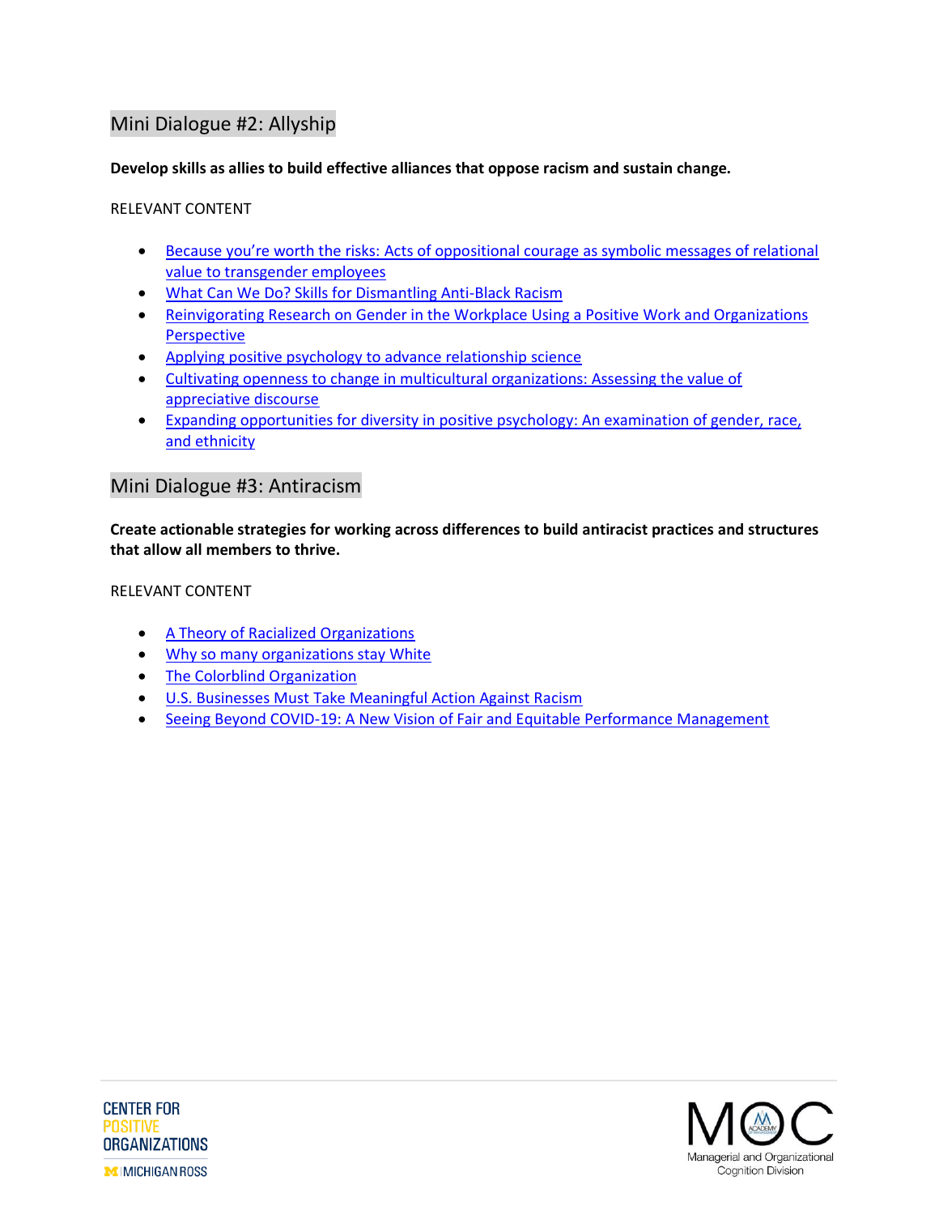## Mini Dialogue #2: Allyship

**Develop skills as allies to build effective alliances that oppose racism and sustain change.**

RELEVANT CONTENT

- Because you're worth the risks: Acts of oppositional courage as symbolic messages of relational value to transgender employees
- What Can We Do? Skills for Dismantling Anti-Black Racism
- Reinvigorating Research on Gender in the Workplace Using a Positive Work and Organizations Perspective
- Applying positive psychology to advance relationship science
- Cultivating openness to change in multicultural organizations: Assessing the value of appreciative discourse
- Expanding opportunities for diversity in positive psychology: An examination of gender, race, and ethnicity

## Mini Dialogue #3: Antiracism

**Create actionable strategies for working across differences to build antiracist practices and structures that allow all members to thrive.**

RELEVANT CONTENT

- A Theory of Racialized Organizations
- Why so many organizations stay White
- The Colorblind Organization
- U.S. Businesses Must Take Meaningful Action Against Racism
- Seeing Beyond COVID-19: A New Vision of Fair and Equitable Performance Management